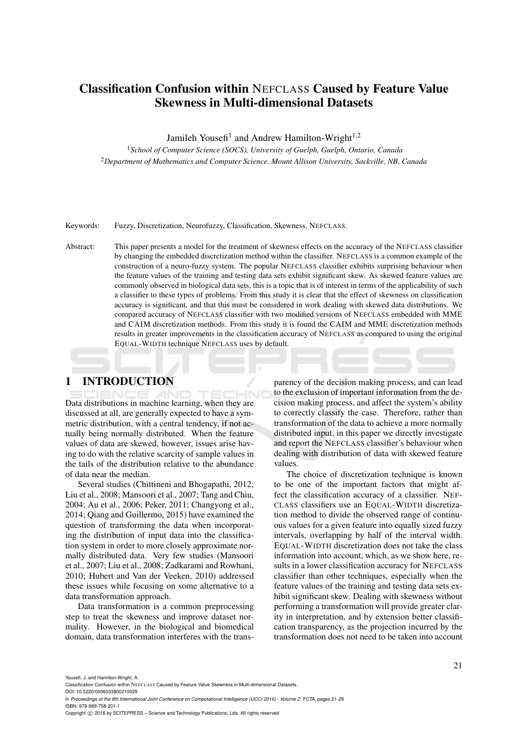# Classification Confusion within NEFCLASS Caused by Feature Value Skewness in Multi-dimensional Datasets

Jamileh Yousefi[1] and Andrew Hamilton-Wright[1,2]

[1]*School of Computer Science (SOCS), University of Guelph, Guelph, Ontario, Canada*
[2]*Department of Mathematics and Computer Science, Mount Allison University, Sackville, NB, Canada*

Keywords: Fuzzy, Discretization, Neurofuzzy, Classification, Skewness, NEFCLASS.

Abstract: This paper presents a model for the treatment of skewness effects on the accuracy of the NEFCLASS classifier by changing the embedded discretization method within the classifier. NEFCLASS is a common example of the construction of a neuro-fuzzy system. The popular NEFCLASS classifier exhibits surprising behaviour when the feature values of the training and testing data sets exhibit significant skew. As skewed feature values are commonly observed in biological data sets, this is a topic that is of interest in terms of the applicability of such a classifier to these types of problems. From this study it is clear that the effect of skewness on classification accuracy is significant, and that this must be considered in work dealing with skewed data distributions. We compared accuracy of NEFCLASS classifier with two modified versions of NEFCLASS embedded with MME and CAIM discretization methods. From this study it is found the CAIM and MME discretization methods results in greater improvements in the classification accuracy of NEFCLASS as compared to using the original EQUAL-WIDTH technique NEFCLASS uses by default.

## 1 INTRODUCTION

Data distributions in machine learning, when they are discussed at all, are generally expected to have a symmetric distribution, with a central tendency, if not actually being normally distributed. When the feature values of data are skewed, however, issues arise having to do with the relative scarcity of sample values in the tails of the distribution relative to the abundance of data near the median.

Several studies (Chittineni and Bhogapathi, 2012; Liu et al., 2008; Mansoori et al., 2007; Tang and Chiu, 2004; Au et al., 2006; Peker, 2011; Changyong et al., 2014; Qiang and Guillermo, 2015) have examined the question of transforming the data when incorporating the distribution of input data into the classification system in order to more closely approximate normally distributed data. Very few studies (Mansoori et al., 2007; Liu et al., 2008; Zadkarami and Rowhani, 2010; Hubert and Van der Veeken, 2010) addressed these issues while focusing on some alternative to a data transformation approach.

Data transformation is a common preprocessing step to treat the skewness and improve dataset normality. However, in the biological and biomedical domain, data transformation interferes with the transparency of the decision making process, and can lead to the exclusion of important information from the decision making process, and affect the system's ability to correctly classify the case. Therefore, rather than transformation of the data to achieve a more normally distributed input, in this paper we directly investigate and report the NEFCLASS classifier's behaviour when dealing with distribution of data with skewed feature values.

The choice of discretization technique is known to be one of the important factors that might affect the classification accuracy of a classifier. NEFCLASS classifiers use an EQUAL-WIDTH discretization method to divide the observed range of continuous values for a given feature into equally sized fuzzy intervals, overlapping by half of the interval width. EQUAL-WIDTH discretization does not take the class information into account, which, as we show here, results in a lower classification accuracy for NEFCLASS classifier than other techniques, especially when the feature values of the training and testing data sets exhibit significant skew. Dealing with skewness without performing a transformation will provide greater clarity in interpretation, and by extension better classification transparency, as the projection incurred by the transformation does not need to be taken into account

Yousefi, J. and Hamilton-Wright, A.
Classification Confusion within NEFCLASS Caused by Feature Value Skewness in Multi-dimensional Datasets.
DOI: 10.5220/0006033800210029
In *Proceedings of the 8th International Joint Conference on Computational Intelligence (IJCCI 2016) - Volume 2: FCTA*, pages 21-29
ISBN: 978-989-758-201-1
Copyright © 2016 by SCITEPRESS – Science and Technology Publications, Lda. All rights reserved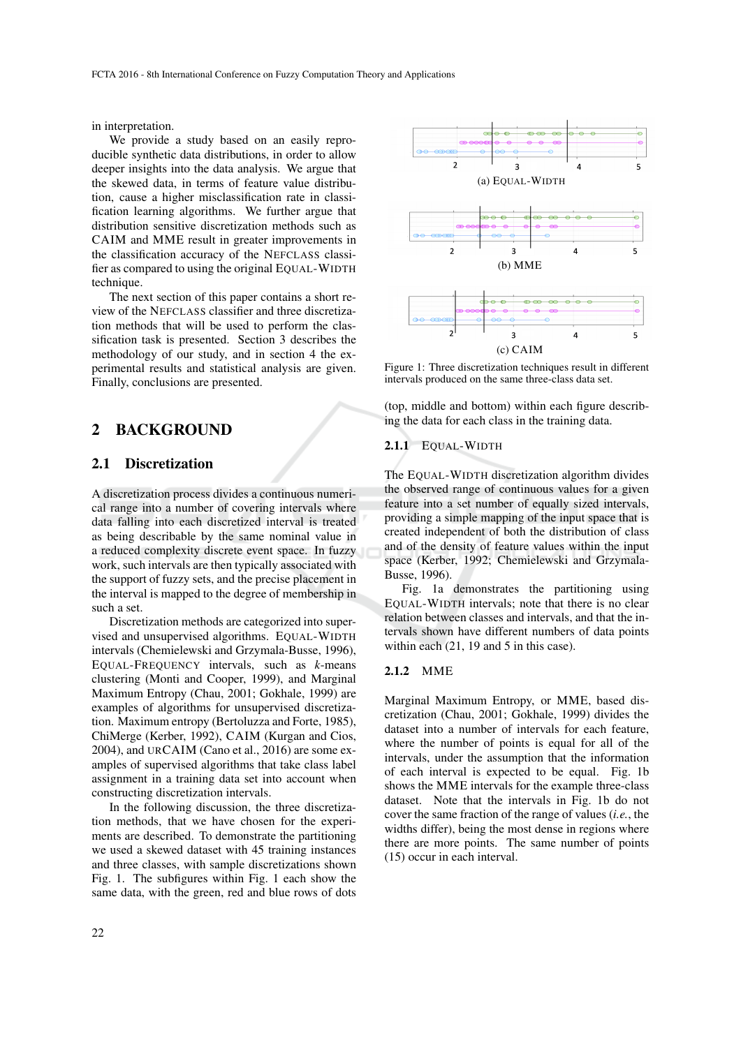in interpretation.

We provide a study based on an easily reproducible synthetic data distributions, in order to allow deeper insights into the data analysis. We argue that the skewed data, in terms of feature value distribution, cause a higher misclassification rate in classification learning algorithms. We further argue that distribution sensitive discretization methods such as CAIM and MME result in greater improvements in the classification accuracy of the NEFCLASS classifier as compared to using the original EQUAL-WIDTH technique.

The next section of this paper contains a short review of the NEFCLASS classifier and three discretization methods that will be used to perform the classification task is presented. Section 3 describes the methodology of our study, and in section 4 the experimental results and statistical analysis are given. Finally, conclusions are presented.

## 2 BACKGROUND

### 2.1 Discretization

A discretization process divides a continuous numerical range into a number of covering intervals where data falling into each discretized interval is treated as being describable by the same nominal value in a reduced complexity discrete event space. In fuzzy work, such intervals are then typically associated with the support of fuzzy sets, and the precise placement in the interval is mapped to the degree of membership in such a set.

Discretization methods are categorized into supervised and unsupervised algorithms. EQUAL-WIDTH intervals (Chemielewski and Grzymala-Busse, 1996), EQUAL-FREQUENCY intervals, such as *k*-means clustering (Monti and Cooper, 1999), and Marginal Maximum Entropy (Chau, 2001; Gokhale, 1999) are examples of algorithms for unsupervised discretization. Maximum entropy (Bertoluzza and Forte, 1985), ChiMerge (Kerber, 1992), CAIM (Kurgan and Cios, 2004), and URCAIM (Cano et al., 2016) are some examples of supervised algorithms that take class label assignment in a training data set into account when constructing discretization intervals.

In the following discussion, the three discretization methods, that we have chosen for the experiments are described. To demonstrate the partitioning we used a skewed dataset with 45 training instances and three classes, with sample discretizations shown Fig. 1. The subfigures within Fig. 1 each show the same data, with the green, red and blue rows of dots (top, middle and bottom) within each figure describing the data for each class in the training data.

(a) EQUAL-WIDTH

(b) MME

(c) CAIM

Figure 1: Three discretization techniques result in different intervals produced on the same three-class data set.

#### 2.1.1 EQUAL-WIDTH

The EQUAL-WIDTH discretization algorithm divides the observed range of continuous values for a given feature into a set number of equally sized intervals, providing a simple mapping of the input space that is created independent of both the distribution of class and of the density of feature values within the input space (Kerber, 1992; Chemielewski and Grzymala-Busse, 1996).

Fig. 1a demonstrates the partitioning using EQUAL-WIDTH intervals; note that there is no clear relation between classes and intervals, and that the intervals shown have different numbers of data points within each (21, 19 and 5 in this case).

#### 2.1.2 MME

Marginal Maximum Entropy, or MME, based discretization (Chau, 2001; Gokhale, 1999) divides the dataset into a number of intervals for each feature, where the number of points is equal for all of the intervals, under the assumption that the information of each interval is expected to be equal. Fig. 1b shows the MME intervals for the example three-class dataset. Note that the intervals in Fig. 1b do not cover the same fraction of the range of values (*i.e.*, the widths differ), being the most dense in regions where there are more points. The same number of points (15) occur in each interval.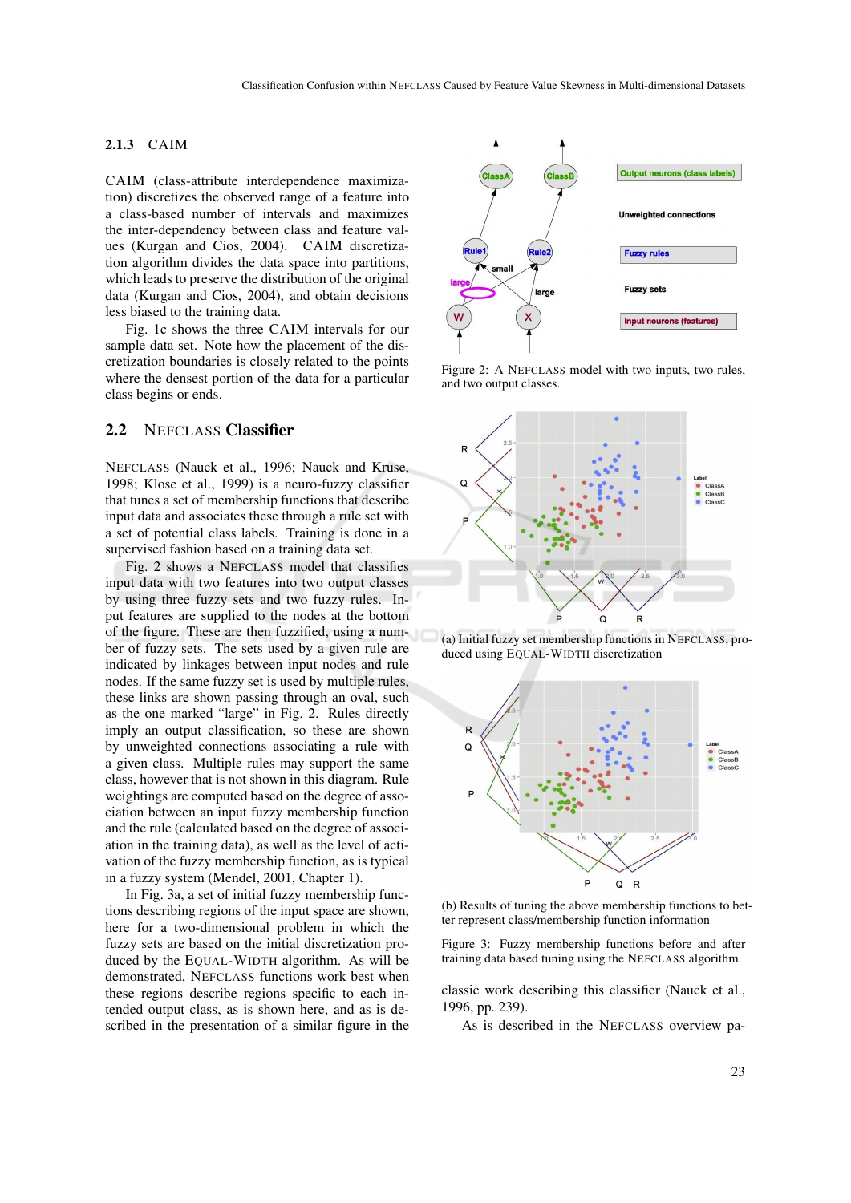### 2.1.3 CAIM

CAIM (class-attribute interdependence maximization) discretizes the observed range of a feature into a class-based number of intervals and maximizes the inter-dependency between class and feature values (Kurgan and Cios, 2004). CAIM discretization algorithm divides the data space into partitions, which leads to preserve the distribution of the original data (Kurgan and Cios, 2004), and obtain decisions less biased to the training data.

Fig. 1c shows the three CAIM intervals for our sample data set. Note how the placement of the discretization boundaries is closely related to the points where the densest portion of the data for a particular class begins or ends.

## 2.2 NEFCLASS Classifier

NEFCLASS (Nauck et al., 1996; Nauck and Kruse, 1998; Klose et al., 1999) is a neuro-fuzzy classifier that tunes a set of membership functions that describe input data and associates these through a rule set with a set of potential class labels. Training is done in a supervised fashion based on a training data set.

Fig. 2 shows a NEFCLASS model that classifies input data with two features into two output classes by using three fuzzy sets and two fuzzy rules. Input features are supplied to the nodes at the bottom of the figure. These are then fuzzified, using a number of fuzzy sets. The sets used by a given rule are indicated by linkages between input nodes and rule nodes. If the same fuzzy set is used by multiple rules, these links are shown passing through an oval, such as the one marked "large" in Fig. 2. Rules directly imply an output classification, so these are shown by unweighted connections associating a rule with a given class. Multiple rules may support the same class, however that is not shown in this diagram. Rule weightings are computed based on the degree of association between an input fuzzy membership function and the rule (calculated based on the degree of association in the training data), as well as the level of activation of the fuzzy membership function, as is typical in a fuzzy system (Mendel, 2001, Chapter 1).

In Fig. 3a, a set of initial fuzzy membership functions describing regions of the input space are shown, here for a two-dimensional problem in which the fuzzy sets are based on the initial discretization produced by the EQUAL-WIDTH algorithm. As will be demonstrated, NEFCLASS functions work best when these regions describe regions specific to each intended output class, as is shown here, and as is described in the presentation of a similar figure in the classic work describing this classifier (Nauck et al., 1996, pp. 239).

As is described in the NEFCLASS overview pa-

Figure 2: A NEFCLASS model with two inputs, two rules, and two output classes.

(a) Initial fuzzy set membership functions in NEFCLASS, produced using EQUAL-WIDTH discretization

(b) Results of tuning the above membership functions to better represent class/membership function information

Figure 3: Fuzzy membership functions before and after training data based tuning using the NEFCLASS algorithm.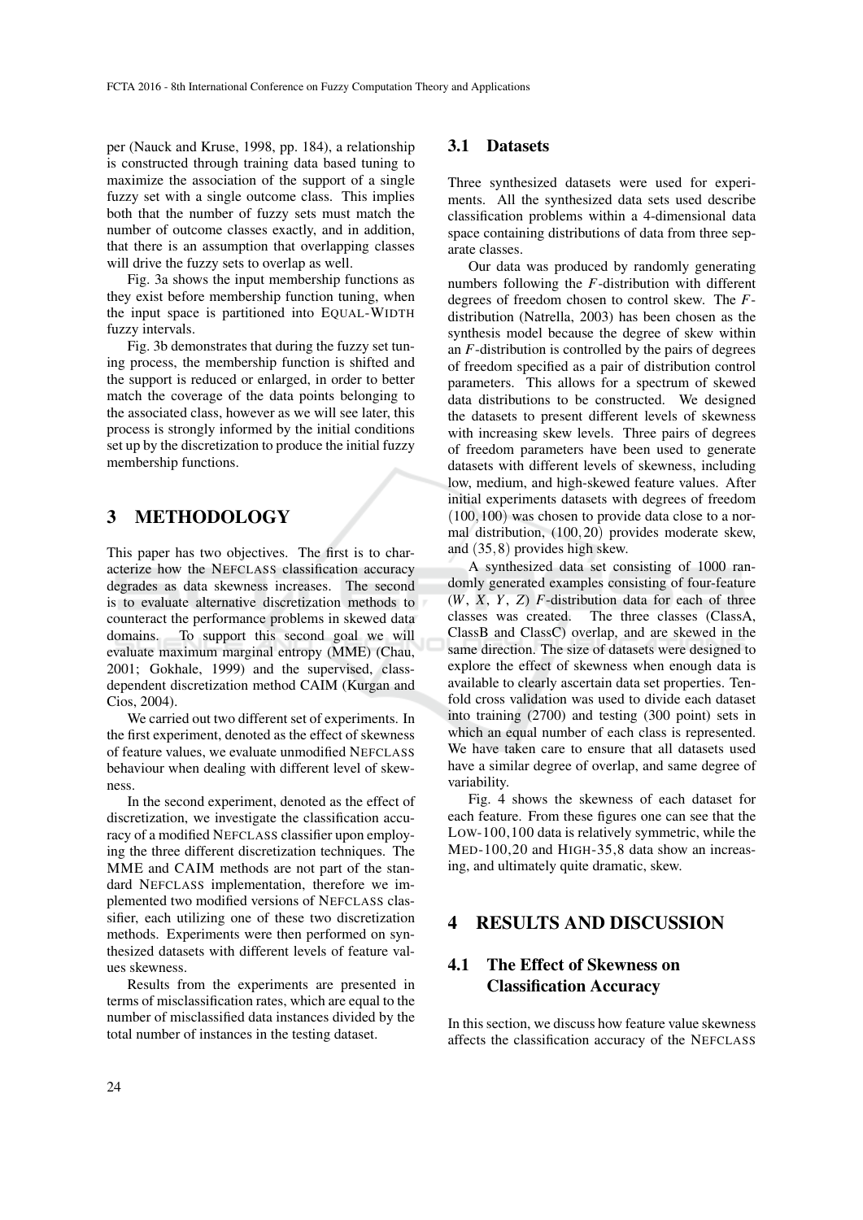per (Nauck and Kruse, 1998, pp. 184), a relationship is constructed through training data based tuning to maximize the association of the support of a single fuzzy set with a single outcome class. This implies both that the number of fuzzy sets must match the number of outcome classes exactly, and in addition, that there is an assumption that overlapping classes will drive the fuzzy sets to overlap as well.

Fig. 3a shows the input membership functions as they exist before membership function tuning, when the input space is partitioned into EQUAL-WIDTH fuzzy intervals.

Fig. 3b demonstrates that during the fuzzy set tuning process, the membership function is shifted and the support is reduced or enlarged, in order to better match the coverage of the data points belonging to the associated class, however as we will see later, this process is strongly informed by the initial conditions set up by the discretization to produce the initial fuzzy membership functions.

# 3 METHODOLOGY

This paper has two objectives. The first is to characterize how the NEFCLASS classification accuracy degrades as data skewness increases. The second is to evaluate alternative discretization methods to counteract the performance problems in skewed data domains. To support this second goal we will evaluate maximum marginal entropy (MME) (Chau, 2001; Gokhale, 1999) and the supervised, class-dependent discretization method CAIM (Kurgan and Cios, 2004).

We carried out two different set of experiments. In the first experiment, denoted as the effect of skewness of feature values, we evaluate unmodified NEFCLASS behaviour when dealing with different level of skewness.

In the second experiment, denoted as the effect of discretization, we investigate the classification accuracy of a modified NEFCLASS classifier upon employing the three different discretization techniques. The MME and CAIM methods are not part of the standard NEFCLASS implementation, therefore we implemented two modified versions of NEFCLASS classifier, each utilizing one of these two discretization methods. Experiments were then performed on synthesized datasets with different levels of feature values skewness.

Results from the experiments are presented in terms of misclassification rates, which are equal to the number of misclassified data instances divided by the total number of instances in the testing dataset.

## 3.1 Datasets

Three synthesized datasets were used for experiments. All the synthesized data sets used describe classification problems within a 4-dimensional data space containing distributions of data from three separate classes.

Our data was produced by randomly generating numbers following the $F$-distribution with different degrees of freedom chosen to control skew. The $F$-distribution (Natrella, 2003) has been chosen as the synthesis model because the degree of skew within an $F$-distribution is controlled by the pairs of degrees of freedom specified as a pair of distribution control parameters. This allows for a spectrum of skewed data distributions to be constructed. We designed the datasets to present different levels of skewness with increasing skew levels. Three pairs of degrees of freedom parameters have been used to generate datasets with different levels of skewness, including low, medium, and high-skewed feature values. After initial experiments datasets with degrees of freedom $(100, 100)$ was chosen to provide data close to a normal distribution, $(100, 20)$ provides moderate skew, and $(35, 8)$ provides high skew.

A synthesized data set consisting of 1000 randomly generated examples consisting of four-feature ($W$, $X$, $Y$, $Z$) $F$-distribution data for each of three classes was created. The three classes (ClassA, ClassB and ClassC) overlap, and are skewed in the same direction. The size of datasets were designed to explore the effect of skewness when enough data is available to clearly ascertain data set properties. Ten-fold cross validation was used to divide each dataset into training (2700) and testing (300 point) sets in which an equal number of each class is represented. We have taken care to ensure that all datasets used have a similar degree of overlap, and same degree of variability.

Fig. 4 shows the skewness of each dataset for each feature. From these figures one can see that the LOW-100,100 data is relatively symmetric, while the MED-100,20 and HIGH-35,8 data show an increasing, and ultimately quite dramatic, skew.

# 4 RESULTS AND DISCUSSION

## 4.1 The Effect of Skewness on Classification Accuracy

In this section, we discuss how feature value skewness affects the classification accuracy of the NEFCLASS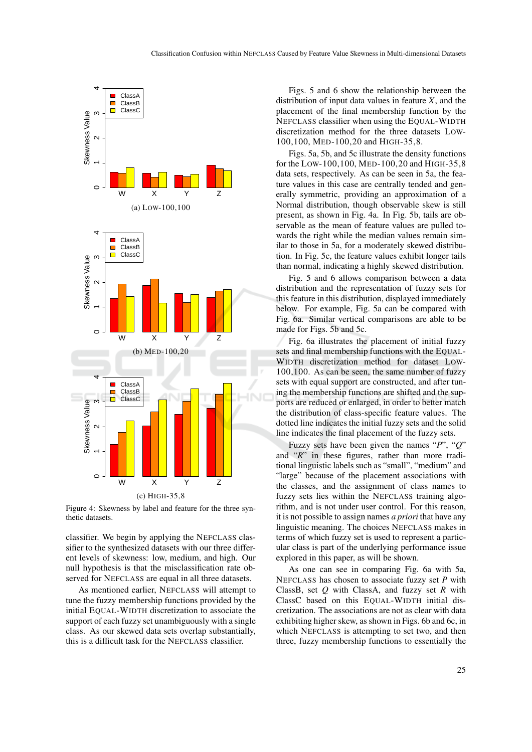(a) LOW-100,100

(b) MED-100,20

(c) HIGH-35,8

Figure 4: Skewness by label and feature for the three synthetic datasets.

classifier. We begin by applying the NEFCLASS classifier to the synthesized datasets with our three different levels of skewness: low, medium, and high. Our null hypothesis is that the misclassification rate observed for NEFCLASS are equal in all three datasets.

As mentioned earlier, NEFCLASS will attempt to tune the fuzzy membership functions provided by the initial EQUAL-WIDTH discretization to associate the support of each fuzzy set unambiguously with a single class. As our skewed data sets overlap substantially, this is a difficult task for the NEFCLASS classifier.

Figs. 5 and 6 show the relationship between the distribution of input data values in feature $X$, and the placement of the final membership function by the NEFCLASS classifier when using the EQUAL-WIDTH discretization method for the three datasets LOW-100,100, MED-100,20 and HIGH-35,8.

Figs. 5a, 5b, and 5c illustrate the density functions for the LOW-100,100, MED-100,20 and HIGH-35,8 data sets, respectively. As can be seen in 5a, the feature values in this case are centrally tended and generally symmetric, providing an approximation of a Normal distribution, though observable skew is still present, as shown in Fig. 4a. In Fig. 5b, tails are observable as the mean of feature values are pulled towards the right while the median values remain similar to those in 5a, for a moderately skewed distribution. In Fig. 5c, the feature values exhibit longer tails than normal, indicating a highly skewed distribution.

Fig. 5 and 6 allows comparison between a data distribution and the representation of fuzzy sets for this feature in this distribution, displayed immediately below. For example, Fig. 5a can be compared with Fig. 6a. Similar vertical comparisons are able to be made for Figs. 5b and 5c.

Fig. 6a illustrates the placement of initial fuzzy sets and final membership functions with the EQUAL-WIDTH discretization method for dataset LOW-100,100. As can be seen, the same number of fuzzy sets with equal support are constructed, and after tuning the membership functions are shifted and the supports are reduced or enlarged, in order to better match the distribution of class-specific feature values. The dotted line indicates the initial fuzzy sets and the solid line indicates the final placement of the fuzzy sets.

Fuzzy sets have been given the names "$P$", "$Q$" and "$R$" in these figures, rather than more traditional linguistic labels such as "small", "medium" and "large" because of the placement associations with the classes, and the assignment of class names to fuzzy sets lies within the NEFCLASS training algorithm, and is not under user control. For this reason, it is not possible to assign names *a priori* that have any linguistic meaning. The choices NEFCLASS makes in terms of which fuzzy set is used to represent a particular class is part of the underlying performance issue explored in this paper, as will be shown.

As one can see in comparing Fig. 6a with 5a, NEFCLASS has chosen to associate fuzzy set $P$ with ClassB, set $Q$ with ClassA, and fuzzy set $R$ with ClassC based on this EQUAL-WIDTH initial discretization. The associations are not as clear with data exhibiting higher skew, as shown in Figs. 6b and 6c, in which NEFCLASS is attempting to set two, and then three, fuzzy membership functions to essentially the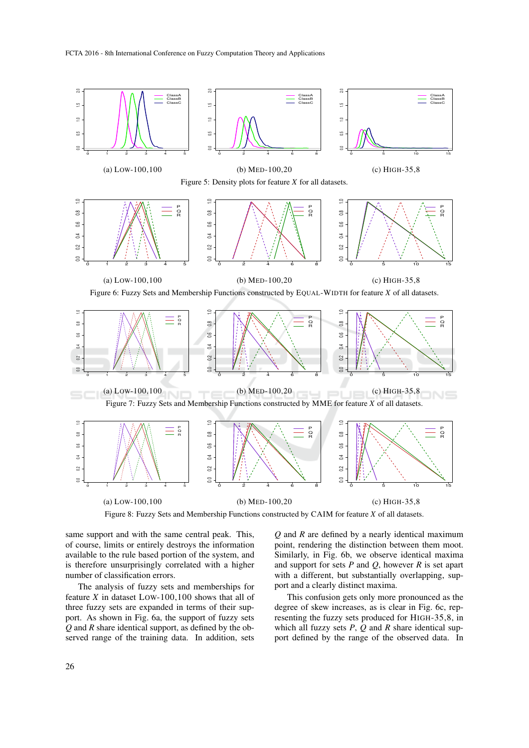(a) Low-100,100 (b) Med-100,20 (c) High-35,8

Figure 5: Density plots for feature $X$ for all datasets.

(a) Low-100,100 (b) Med-100,20 (c) High-35,8

Figure 6: Fuzzy Sets and Membership Functions constructed by Equal-Width for feature $X$ of all datasets.

(a) Low-100,100 (b) Med-100,20 (c) High-35,8

Figure 7: Fuzzy Sets and Membership Functions constructed by MME for feature $X$ of all datasets.

(a) Low-100,100 (b) Med-100,20 (c) High-35,8

Figure 8: Fuzzy Sets and Membership Functions constructed by CAIM for feature $X$ of all datasets.

same support and with the same central peak. This, of course, limits or entirely destroys the information available to the rule based portion of the system, and is therefore unsurprisingly correlated with a higher number of classification errors.

The analysis of fuzzy sets and memberships for feature $X$ in dataset Low-100,100 shows that all of three fuzzy sets are expanded in terms of their support. As shown in Fig. 6a, the support of fuzzy sets $Q$ and $R$ share identical support, as defined by the observed range of the training data. In addition, sets $Q$ and $R$ are defined by a nearly identical maximum point, rendering the distinction between them moot. Similarly, in Fig. 6b, we observe identical maxima and support for sets $P$ and $Q$, however $R$ is set apart with a different, but substantially overlapping, support and a clearly distinct maxima.

This confusion gets only more pronounced as the degree of skew increases, as is clear in Fig. 6c, representing the fuzzy sets produced for High-35,8, in which all fuzzy sets $P$, $Q$ and $R$ share identical support defined by the range of the observed data. In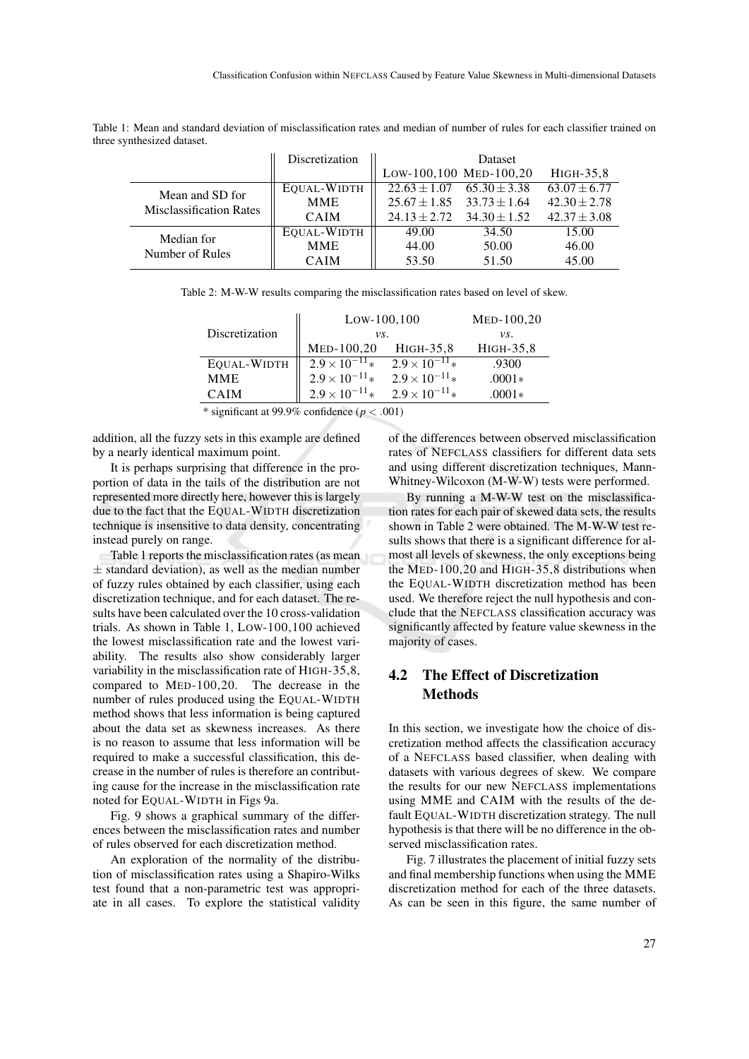Table 1: Mean and standard deviation of misclassification rates and median of number of rules for each classifier trained on three synthesized dataset.

| | Discretization | Dataset | | |
|---|---|---|---|---|
| | | LOW-100,100 | MED-100,20 | HIGH-35,8 |
| Mean and SD for Misclassification Rates | EQUAL-WIDTH | $22.63 \pm 1.07$ | $65.30 \pm 3.38$ | $63.07 \pm 6.77$ |
| | MME | $25.67 \pm 1.85$ | $33.73 \pm 1.64$ | $42.30 \pm 2.78$ |
| | CAIM | $24.13 \pm 2.72$ | $34.30 \pm 1.52$ | $42.37 \pm 3.08$ |
| Median for Number of Rules | EQUAL-WIDTH | 49.00 | 34.50 | 15.00 |
| | MME | 44.00 | 50.00 | 46.00 |
| | CAIM | 53.50 | 51.50 | 45.00 |

Table 2: M-W-W results comparing the misclassification rates based on level of skew.

| Discretization | LOW-100,100 *vs.* | | MED-100,20 *vs.* |
|---|---|---|---|
| | MED-100,20 | HIGH-35,8 | HIGH-35,8 |
| EQUAL-WIDTH | $2.9 \times 10^{-11}$* | $2.9 \times 10^{-11}$* | .9300 |
| MME | $2.9 \times 10^{-11}$* | $2.9 \times 10^{-11}$* | .0001* |
| CAIM | $2.9 \times 10^{-11}$* | $2.9 \times 10^{-11}$* | .0001* |

\* significant at 99.9% confidence ($p < .001$)

addition, all the fuzzy sets in this example are defined by a nearly identical maximum point.

It is perhaps surprising that difference in the proportion of data in the tails of the distribution are not represented more directly here, however this is largely due to the fact that the EQUAL-WIDTH discretization technique is insensitive to data density, concentrating instead purely on range.

Table 1 reports the misclassification rates (as mean $\pm$ standard deviation), as well as the median number of fuzzy rules obtained by each classifier, using each discretization technique, and for each dataset. The results have been calculated over the 10 cross-validation trials. As shown in Table 1, LOW-100,100 achieved the lowest misclassification rate and the lowest variability. The results also show considerably larger variability in the misclassification rate of HIGH-35,8, compared to MED-100,20. The decrease in the number of rules produced using the EQUAL-WIDTH method shows that less information is being captured about the data set as skewness increases. As there is no reason to assume that less information will be required to make a successful classification, this decrease in the number of rules is therefore an contributing cause for the increase in the misclassification rate noted for EQUAL-WIDTH in Figs 9a.

Fig. 9 shows a graphical summary of the differences between the misclassification rates and number of rules observed for each discretization method.

An exploration of the normality of the distribution of misclassification rates using a Shapiro-Wilks test found that a non-parametric test was appropriate in all cases. To explore the statistical validity of the differences between observed misclassification rates of NEFCLASS classifiers for different data sets and using different discretization techniques, Mann-Whitney-Wilcoxon (M-W-W) tests were performed.

By running a M-W-W test on the misclassification rates for each pair of skewed data sets, the results shown in Table 2 were obtained. The M-W-W test results shows that there is a significant difference for almost all levels of skewness, the only exceptions being the MED-100,20 and HIGH-35,8 distributions when the EQUAL-WIDTH discretization method has been used. We therefore reject the null hypothesis and conclude that the NEFCLASS classification accuracy was significantly affected by feature value skewness in the majority of cases.

## 4.2 The Effect of Discretization Methods

In this section, we investigate how the choice of discretization method affects the classification accuracy of a NEFCLASS based classifier, when dealing with datasets with various degrees of skew. We compare the results for our new NEFCLASS implementations using MME and CAIM with the results of the default EQUAL-WIDTH discretization strategy. The null hypothesis is that there will be no difference in the observed misclassification rates.

Fig. 7 illustrates the placement of initial fuzzy sets and final membership functions when using the MME discretization method for each of the three datasets. As can be seen in this figure, the same number of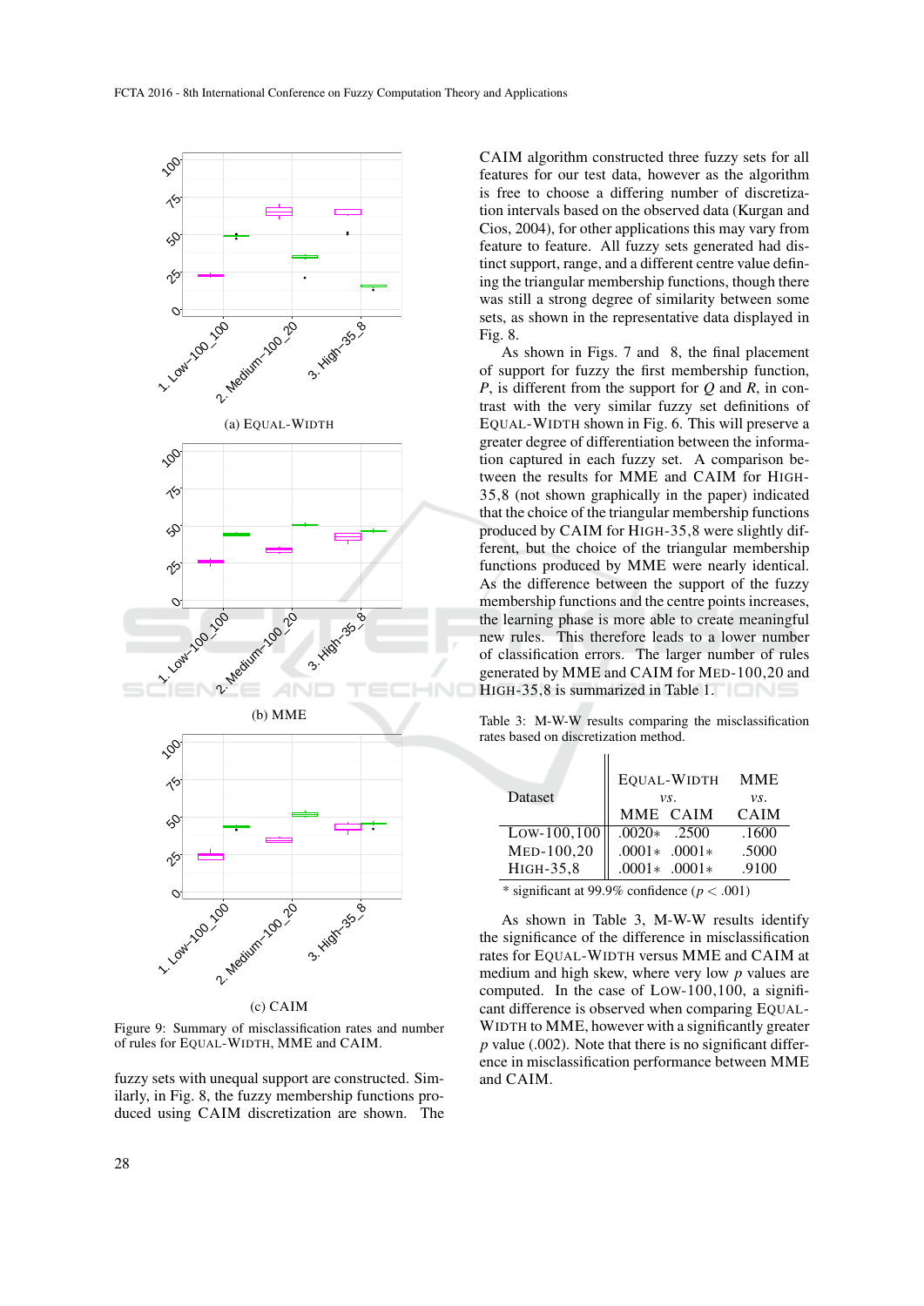(a) EQUAL-WIDTH

(b) MME

(c) CAIM

Figure 9: Summary of misclassification rates and number of rules for EQUAL-WIDTH, MME and CAIM.

fuzzy sets with unequal support are constructed. Similarly, in Fig. 8, the fuzzy membership functions produced using CAIM discretization are shown. The CAIM algorithm constructed three fuzzy sets for all features for our test data, however as the algorithm is free to choose a differing number of discretization intervals based on the observed data (Kurgan and Cios, 2004), for other applications this may vary from feature to feature. All fuzzy sets generated had distinct support, range, and a different centre value defining the triangular membership functions, though there was still a strong degree of similarity between some sets, as shown in the representative data displayed in Fig. 8.

As shown in Figs. 7 and 8, the final placement of support for fuzzy the first membership function, $P$, is different from the support for $Q$ and $R$, in contrast with the very similar fuzzy set definitions of EQUAL-WIDTH shown in Fig. 6. This will preserve a greater degree of differentiation between the information captured in each fuzzy set. A comparison between the results for MME and CAIM for HIGH-35,8 (not shown graphically in the paper) indicated that the choice of the triangular membership functions produced by CAIM for HIGH-35,8 were slightly different, but the choice of the triangular membership functions produced by MME were nearly identical. As the difference between the support of the fuzzy membership functions and the centre points increases, the learning phase is more able to create meaningful new rules. This therefore leads to a lower number of classification errors. The larger number of rules generated by MME and CAIM for MED-100,20 and HIGH-35,8 is summarized in Table 1.

Table 3: M-W-W results comparing the misclassification rates based on discretization method.

| Dataset | EQUAL-WIDTH *vs.* MME | EQUAL-WIDTH *vs.* CAIM | MME *vs.* CAIM |
|---|---|---|---|
| LOW-100,100 | .0020* | .2500 | .1600 |
| MED-100,20 | .0001* | .0001* | .5000 |
| HIGH-35,8 | .0001* | .0001* | .9100 |

* significant at 99.9% confidence ($p < .001$)

As shown in Table 3, M-W-W results identify the significance of the difference in misclassification rates for EQUAL-WIDTH versus MME and CAIM at medium and high skew, where very low $p$ values are computed. In the case of LOW-100,100, a significant difference is observed when comparing EQUAL-WIDTH to MME, however with a significantly greater $p$ value (.002). Note that there is no significant difference in misclassification performance between MME and CAIM.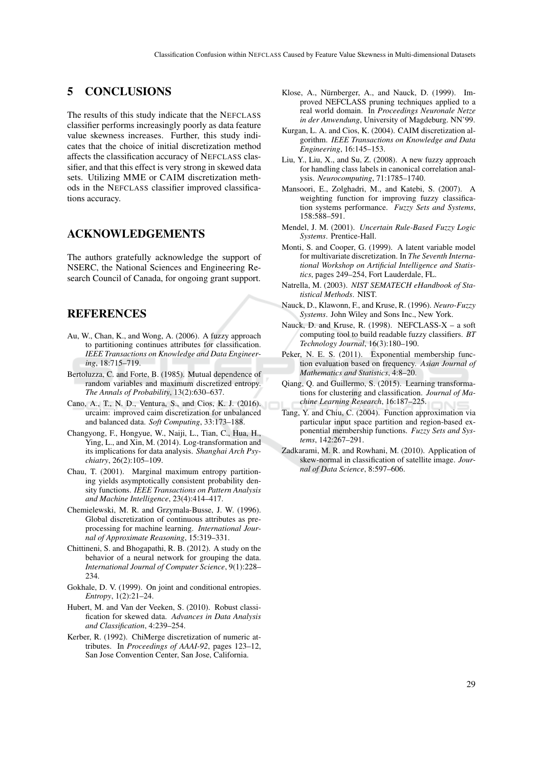## 5 CONCLUSIONS

The results of this study indicate that the NEFCLASS classifier performs increasingly poorly as data feature value skewness increases. Further, this study indicates that the choice of initial discretization method affects the classification accuracy of NEFCLASS classifier, and that this effect is very strong in skewed data sets. Utilizing MME or CAIM discretization methods in the NEFCLASS classifier improved classifications accuracy.

## ACKNOWLEDGEMENTS

The authors gratefully acknowledge the support of NSERC, the National Sciences and Engineering Research Council of Canada, for ongoing grant support.

## REFERENCES

Au, W., Chan, K., and Wong, A. (2006). A fuzzy approach to partitioning continues attributes for classification. *IEEE Transactions on Knowledge and Data Engineering*, 18:715–719.

Bertoluzza, C. and Forte, B. (1985). Mutual dependence of random variables and maximum discretized entropy. *The Annals of Probability*, 13(2):630–637.

Cano, A., T., N. D., Ventura, S., and Cios, K. J. (2016). urcaim: improved caim discretization for unbalanced and balanced data. *Soft Computing*, 33:173–188.

Changyong, F., Hongyue, W., Naiji, L., Tian, C., Hua, H., Ying, L., and Xin, M. (2014). Log-transformation and its implications for data analysis. *Shanghai Arch Psychiatry*, 26(2):105–109.

Chau, T. (2001). Marginal maximum entropy partitioning yields asymptotically consistent probability density functions. *IEEE Transactions on Pattern Analysis and Machine Intelligence*, 23(4):414–417.

Chemielewski, M. R. and Grzymala-Busse, J. W. (1996). Global discretization of continuous attributes as preprocessing for machine learning. *International Journal of Approximate Reasoning*, 15:319–331.

Chittineni, S. and Bhogapathi, R. B. (2012). A study on the behavior of a neural network for grouping the data. *International Journal of Computer Science*, 9(1):228–234.

Gokhale, D. V. (1999). On joint and conditional entropies. *Entropy*, 1(2):21–24.

Hubert, M. and Van der Veeken, S. (2010). Robust classification for skewed data. *Advances in Data Analysis and Classification*, 4:239–254.

Kerber, R. (1992). ChiMerge discretization of numeric attributes. In *Proceedings of AAAI-92*, pages 123–12, San Jose Convention Center, San Jose, California.

Klose, A., Nürnberger, A., and Nauck, D. (1999). Improved NEFCLASS pruning techniques applied to a real world domain. In *Proceedings Neuronale Netze in der Anwendung*, University of Magdeburg. NN'99.

Kurgan, L. A. and Cios, K. (2004). CAIM discretization algorithm. *IEEE Transactions on Knowledge and Data Engineering*, 16:145–153.

Liu, Y., Liu, X., and Su, Z. (2008). A new fuzzy approach for handling class labels in canonical correlation analysis. *Neurocomputing*, 71:1785–1740.

Mansoori, E., Zolghadri, M., and Katebi, S. (2007). A weighting function for improving fuzzy classification systems performance. *Fuzzy Sets and Systems*, 158:588–591.

Mendel, J. M. (2001). *Uncertain Rule-Based Fuzzy Logic Systems*. Prentice-Hall.

Monti, S. and Cooper, G. (1999). A latent variable model for multivariate discretization. In *The Seventh International Workshop on Artificial Intelligence and Statistics*, pages 249–254, Fort Lauderdale, FL.

Natrella, M. (2003). *NIST SEMATECH eHandbook of Statistical Methods*. NIST.

Nauck, D., Klawonn, F., and Kruse, R. (1996). *Neuro-Fuzzy Systems*. John Wiley and Sons Inc., New York.

Nauck, D. and Kruse, R. (1998). NEFCLASS-X – a soft computing tool to build readable fuzzy classifiers. *BT Technology Journal*, 16(3):180–190.

Peker, N. E. S. (2011). Exponential membership function evaluation based on frequency. *Asian Journal of Mathematics and Statistics*, 4:8–20.

Qiang, Q. and Guillermo, S. (2015). Learning transformations for clustering and classification. *Journal of Machine Learning Research*, 16:187–225.

Tang, Y. and Chiu, C. (2004). Function approximation via particular input space partition and region-based exponential membership functions. *Fuzzy Sets and Systems*, 142:267–291.

Zadkarami, M. R. and Rowhani, M. (2010). Application of skew-normal in classification of satellite image. *Journal of Data Science*, 8:597–606.